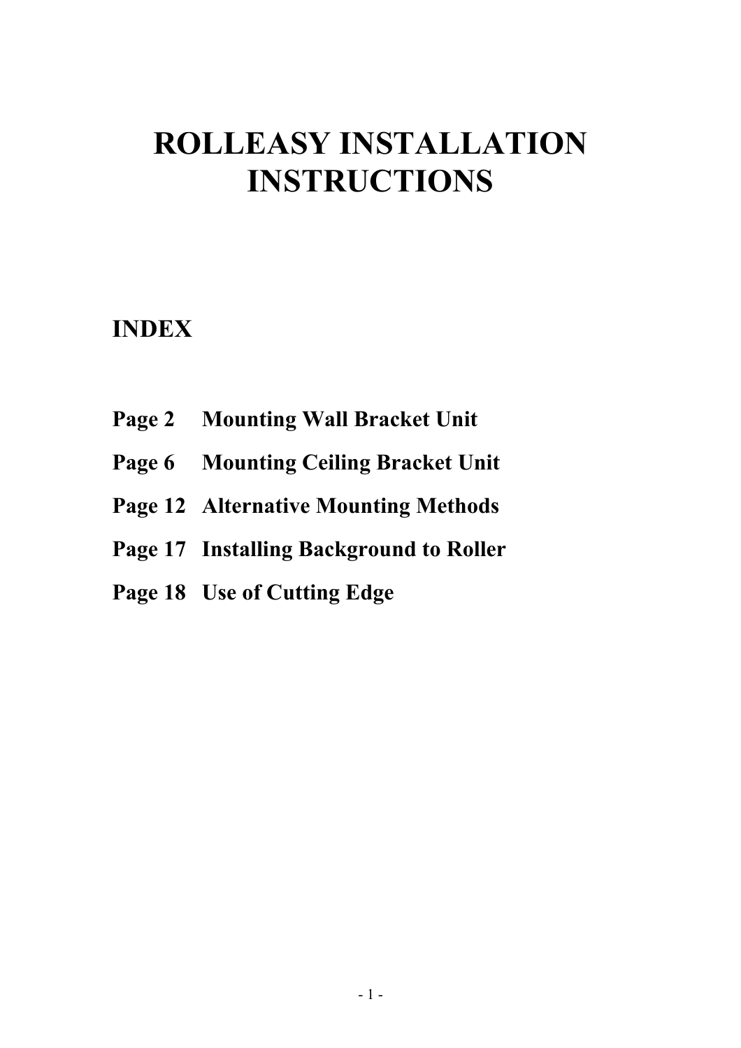# ROLLEASY INSTALLATION INSTRUCTIONS

## INDEX

| | |
|---|---|
| **Page 2** | **Mounting Wall Bracket Unit** |
| **Page 6** | **Mounting Ceiling Bracket Unit** |
| **Page 12** | **Alternative Mounting Methods** |
| **Page 17** | **Installing Background to Roller** |
| **Page 18** | **Use of Cutting Edge** |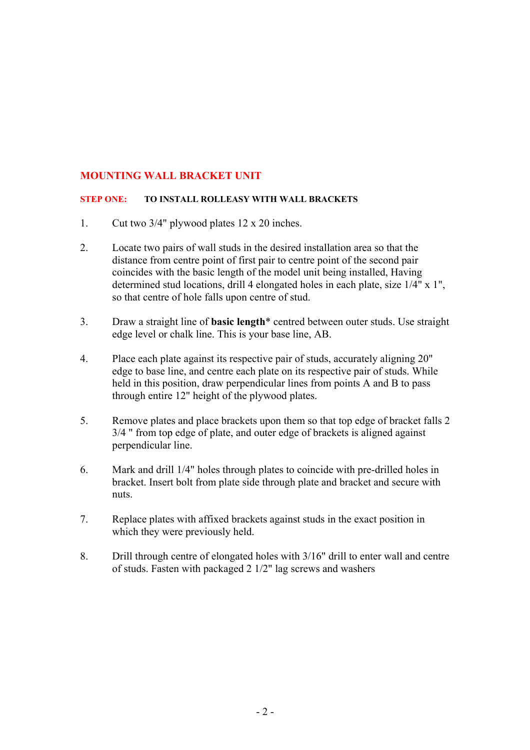## MOUNTING WALL BRACKET UNIT

**STEP ONE: TO INSTALL ROLLEASY WITH WALL BRACKETS**

1. Cut two 3/4" plywood plates 12 x 20 inches.

2. Locate two pairs of wall studs in the desired installation area so that the distance from centre point of first pair to centre point of the second pair coincides with the basic length of the model unit being installed, Having determined stud locations, drill 4 elongated holes in each plate, size 1/4" x 1", so that centre of hole falls upon centre of stud.

3. Draw a straight line of **basic length*** centred between outer studs. Use straight edge level or chalk line. This is your base line, AB.

4. Place each plate against its respective pair of studs, accurately aligning 20" edge to base line, and centre each plate on its respective pair of studs. While held in this position, draw perpendicular lines from points A and B to pass through entire 12" height of the plywood plates.

5. Remove plates and place brackets upon them so that top edge of bracket falls 2 3/4 " from top edge of plate, and outer edge of brackets is aligned against perpendicular line.

6. Mark and drill 1/4" holes through plates to coincide with pre-drilled holes in bracket. Insert bolt from plate side through plate and bracket and secure with nuts.

7. Replace plates with affixed brackets against studs in the exact position in which they were previously held.

8. Drill through centre of elongated holes with 3/16" drill to enter wall and centre of studs. Fasten with packaged 2 1/2" lag screws and washers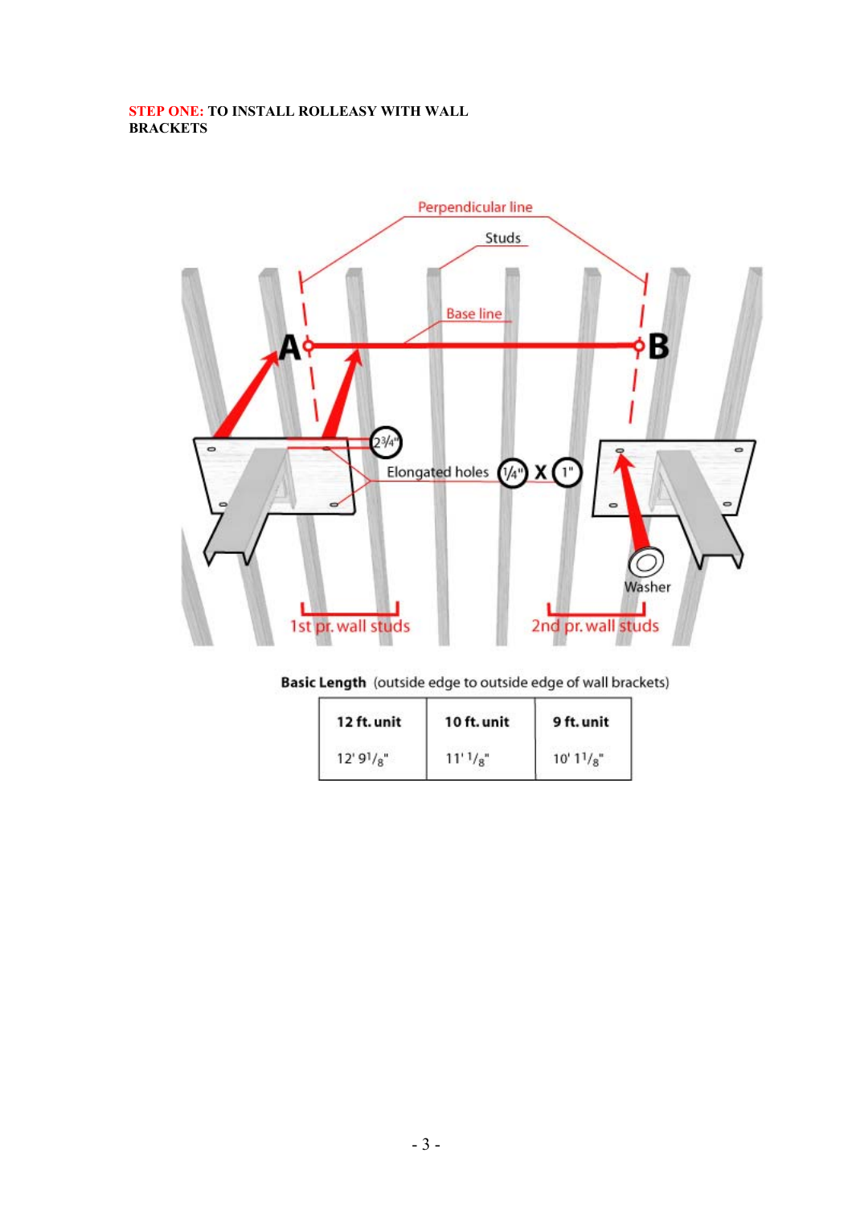**STEP ONE: TO INSTALL ROLLEASY WITH WALL BRACKETS**

**Basic Length** (outside edge to outside edge of wall brackets)

| 12 ft. unit | 10 ft. unit | 9 ft. unit |
|---|---|---|
| 12' 9 1/8" | 11' 1/8" | 10' 1 1/8" |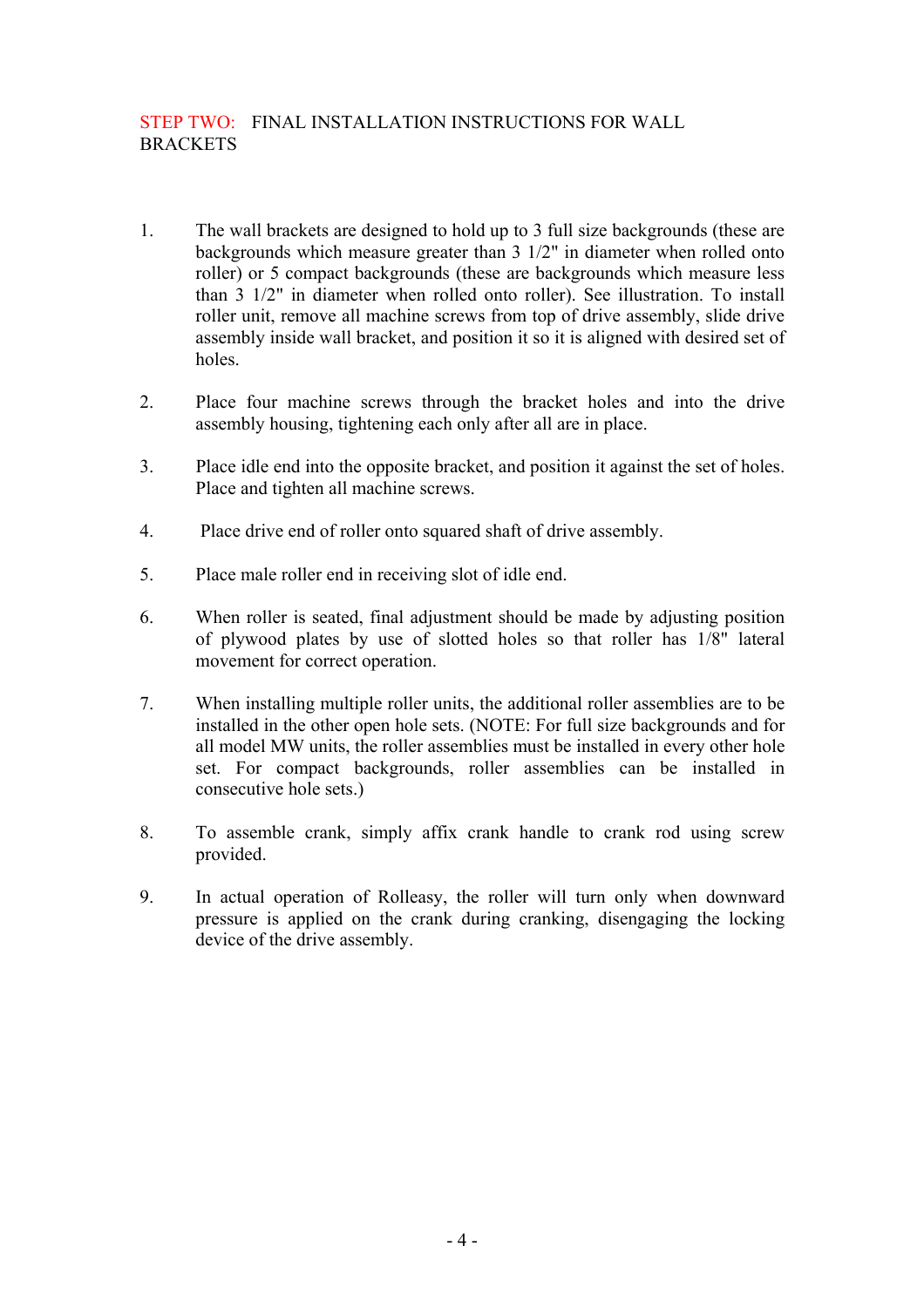## STEP TWO: FINAL INSTALLATION INSTRUCTIONS FOR WALL BRACKETS

1. The wall brackets are designed to hold up to 3 full size backgrounds (these are backgrounds which measure greater than 3 1/2" in diameter when rolled onto roller) or 5 compact backgrounds (these are backgrounds which measure less than 3 1/2" in diameter when rolled onto roller). See illustration. To install roller unit, remove all machine screws from top of drive assembly, slide drive assembly inside wall bracket, and position it so it is aligned with desired set of holes.

2. Place four machine screws through the bracket holes and into the drive assembly housing, tightening each only after all are in place.

3. Place idle end into the opposite bracket, and position it against the set of holes. Place and tighten all machine screws.

4. Place drive end of roller onto squared shaft of drive assembly.

5. Place male roller end in receiving slot of idle end.

6. When roller is seated, final adjustment should be made by adjusting position of plywood plates by use of slotted holes so that roller has 1/8" lateral movement for correct operation.

7. When installing multiple roller units, the additional roller assemblies are to be installed in the other open hole sets. (NOTE: For full size backgrounds and for all model MW units, the roller assemblies must be installed in every other hole set. For compact backgrounds, roller assemblies can be installed in consecutive hole sets.)

8. To assemble crank, simply affix crank handle to crank rod using screw provided.

9. In actual operation of Rolleasy, the roller will turn only when downward pressure is applied on the crank during cranking, disengaging the locking device of the drive assembly.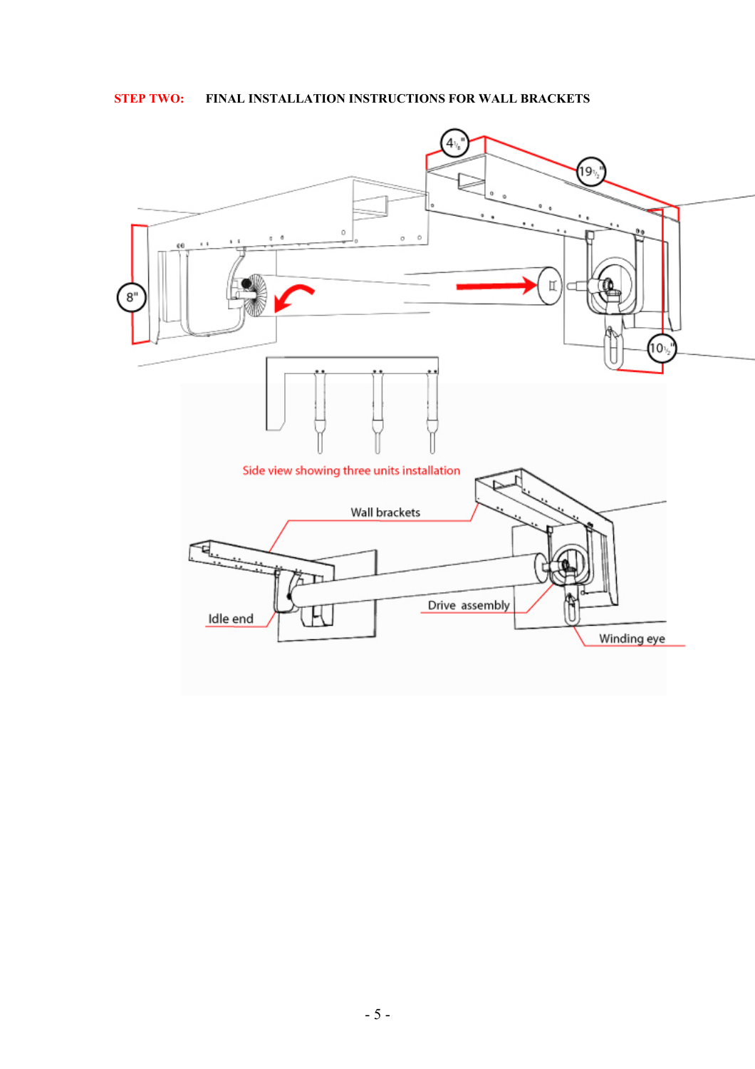**STEP TWO:** **FINAL INSTALLATION INSTRUCTIONS FOR WALL BRACKETS**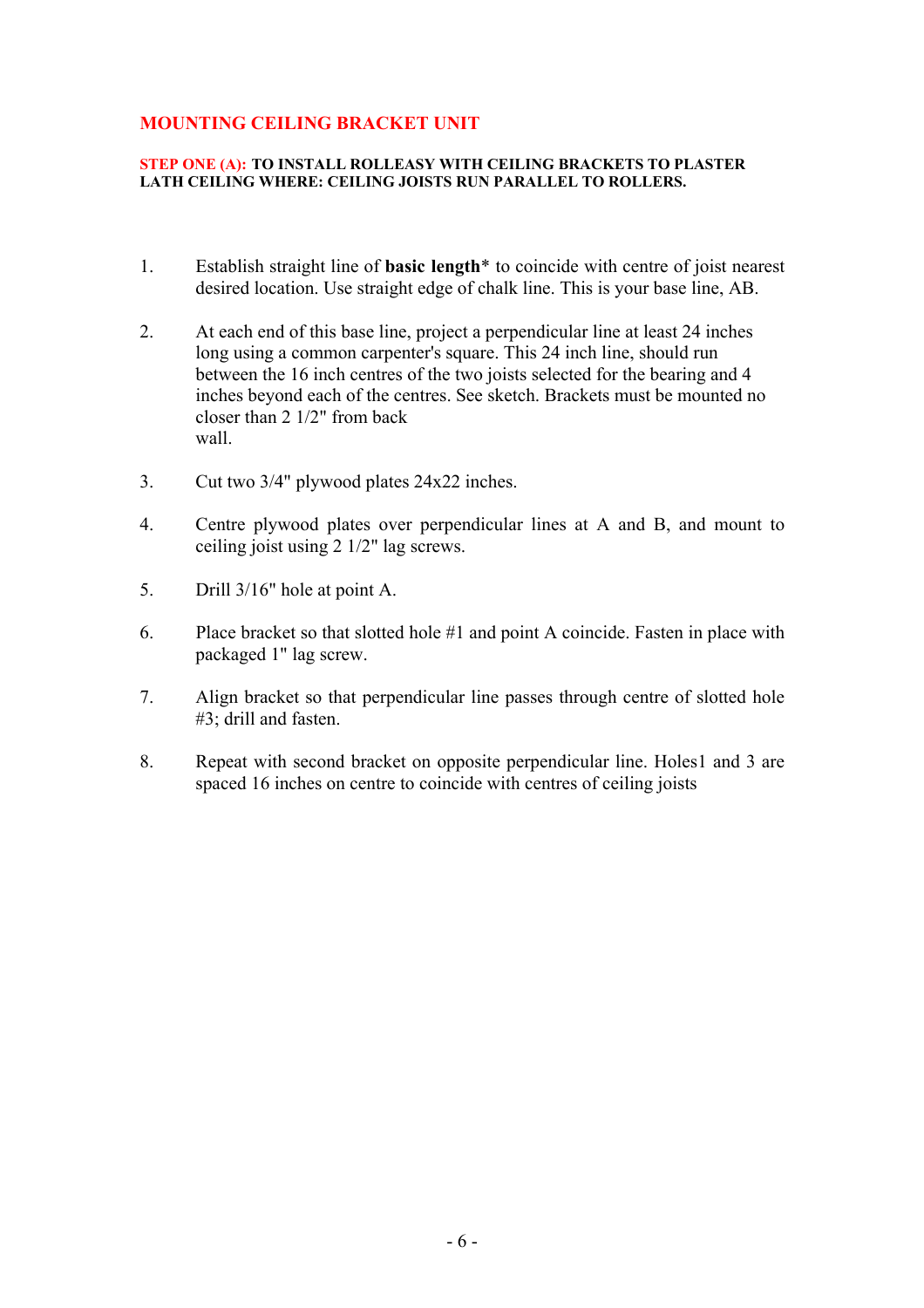## MOUNTING CEILING BRACKET UNIT

**STEP ONE (A): TO INSTALL ROLLEASY WITH CEILING BRACKETS TO PLASTER LATH CEILING WHERE: CEILING JOISTS RUN PARALLEL TO ROLLERS.**

1. Establish straight line of **basic length*** to coincide with centre of joist nearest desired location. Use straight edge of chalk line. This is your base line, AB.

2. At each end of this base line, project a perpendicular line at least 24 inches long using a common carpenter's square. This 24 inch line, should run between the 16 inch centres of the two joists selected for the bearing and 4 inches beyond each of the centres. See sketch. Brackets must be mounted no closer than 2 1/2" from back wall.

3. Cut two 3/4" plywood plates 24x22 inches.

4. Centre plywood plates over perpendicular lines at A and B, and mount to ceiling joist using 2 1/2" lag screws.

5. Drill 3/16" hole at point A.

6. Place bracket so that slotted hole #1 and point A coincide. Fasten in place with packaged 1" lag screw.

7. Align bracket so that perpendicular line passes through centre of slotted hole #3; drill and fasten.

8. Repeat with second bracket on opposite perpendicular line. Holes1 and 3 are spaced 16 inches on centre to coincide with centres of ceiling joists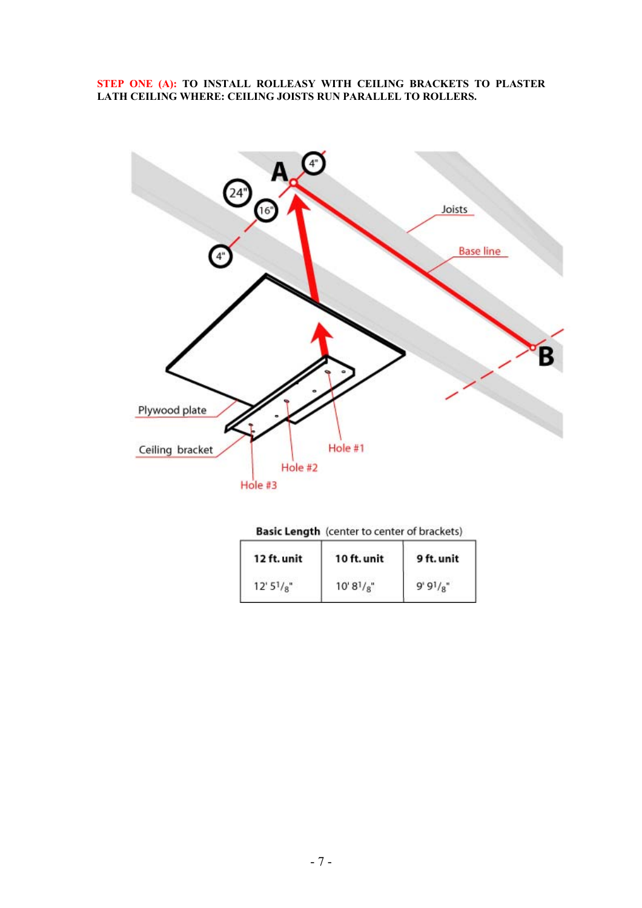**STEP ONE (A): TO INSTALL ROLLEASY WITH CEILING BRACKETS TO PLASTER LATH CEILING WHERE: CEILING JOISTS RUN PARALLEL TO ROLLERS.**

A 4" 24" 16" 4"

Joists

Base line

B

Plywood plate

Ceiling bracket

Hole #1

Hole #2

Hole #3

**Basic Length** (center to center of brackets)

| 12 ft. unit | 10 ft. unit | 9 ft. unit |
|---|---|---|
| 12' 5 1/8" | 10' 8 1/8" | 9' 9 1/8" |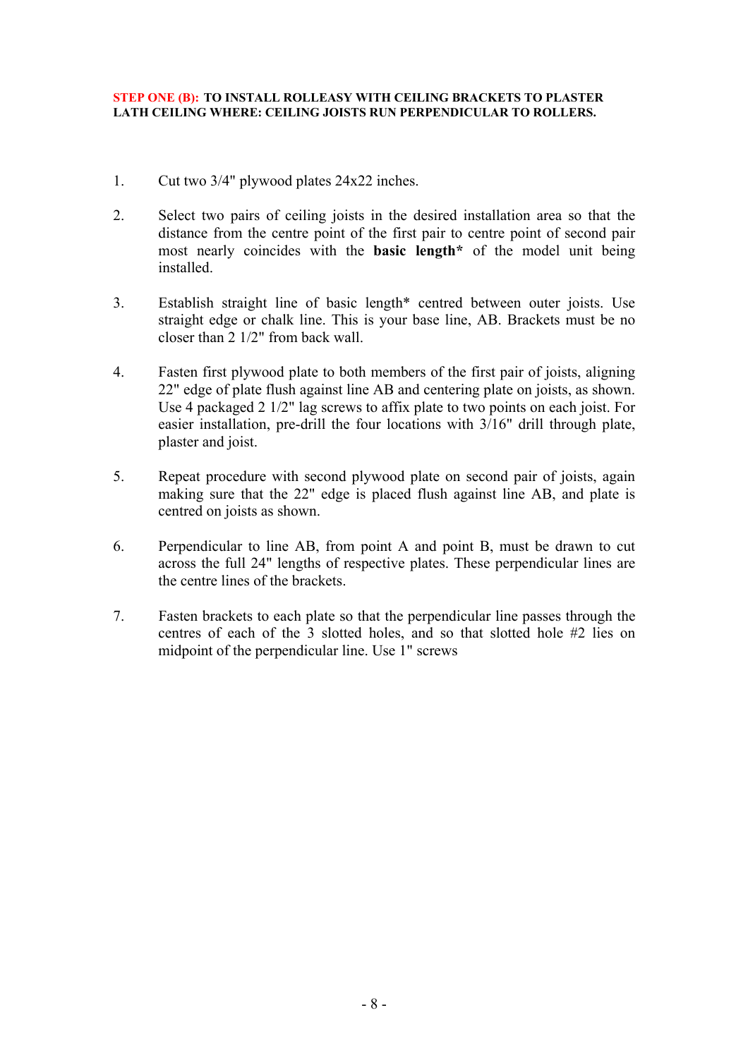**STEP ONE (B): TO INSTALL ROLLEASY WITH CEILING BRACKETS TO PLASTER LATH CEILING WHERE: CEILING JOISTS RUN PERPENDICULAR TO ROLLERS.**

1. Cut two 3/4" plywood plates 24x22 inches.

2. Select two pairs of ceiling joists in the desired installation area so that the distance from the centre point of the first pair to centre point of second pair most nearly coincides with the **basic length*** of the model unit being installed.

3. Establish straight line of basic length* centred between outer joists. Use straight edge or chalk line. This is your base line, AB. Brackets must be no closer than 2 1/2" from back wall.

4. Fasten first plywood plate to both members of the first pair of joists, aligning 22" edge of plate flush against line AB and centering plate on joists, as shown. Use 4 packaged 2 1/2" lag screws to affix plate to two points on each joist. For easier installation, pre-drill the four locations with 3/16" drill through plate, plaster and joist.

5. Repeat procedure with second plywood plate on second pair of joists, again making sure that the 22" edge is placed flush against line AB, and plate is centred on joists as shown.

6. Perpendicular to line AB, from point A and point B, must be drawn to cut across the full 24" lengths of respective plates. These perpendicular lines are the centre lines of the brackets.

7. Fasten brackets to each plate so that the perpendicular line passes through the centres of each of the 3 slotted holes, and so that slotted hole #2 lies on midpoint of the perpendicular line. Use 1" screws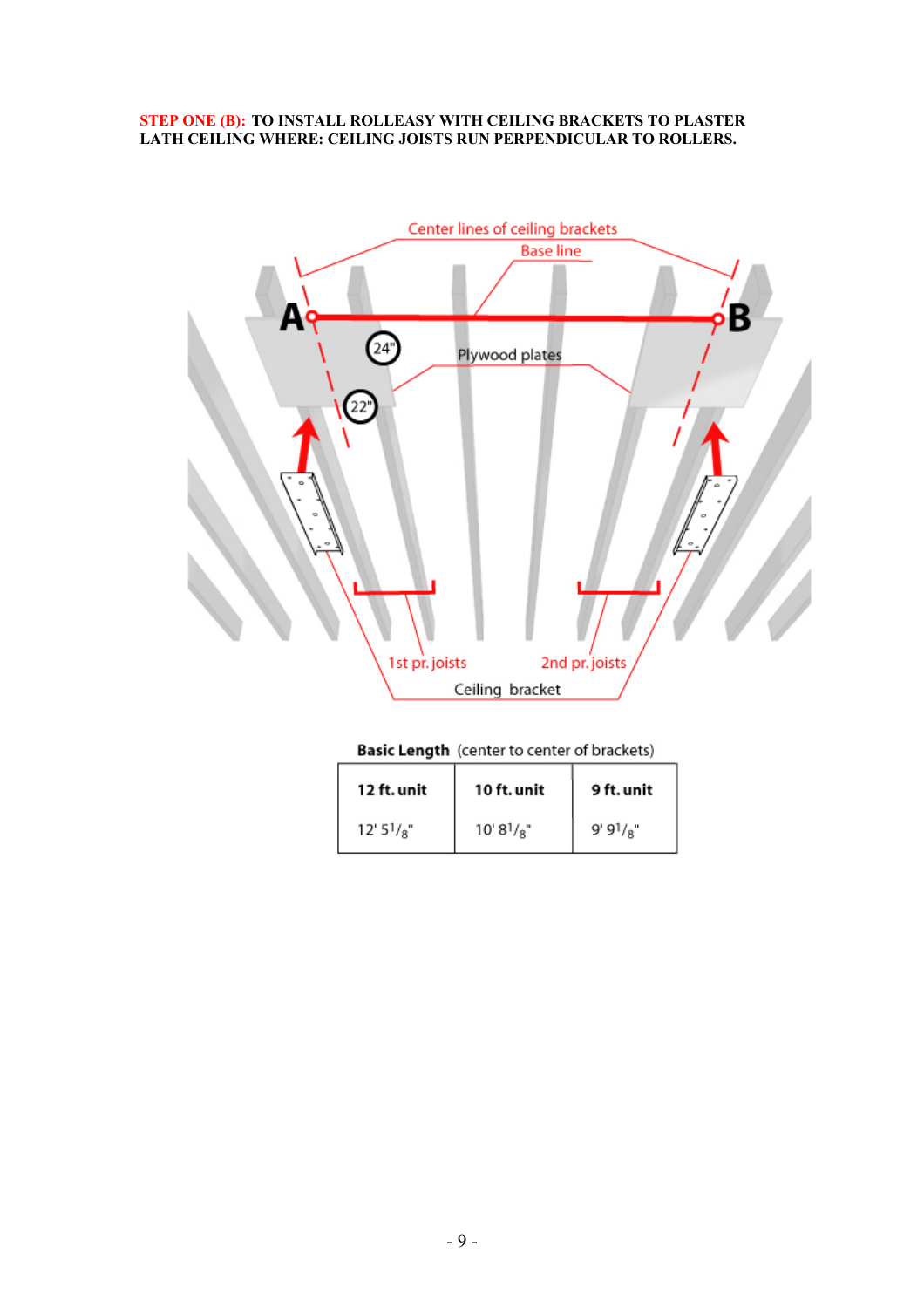**STEP ONE (B): TO INSTALL ROLLEASY WITH CEILING BRACKETS TO PLASTER LATH CEILING WHERE: CEILING JOISTS RUN PERPENDICULAR TO ROLLERS.**

Center lines of ceiling brackets

Base line

A

B

24"

22"

Plywood plates

1st pr. joists

2nd pr. joists

Ceiling bracket

**Basic Length** (center to center of brackets)

| 12 ft. unit | 10 ft. unit | 9 ft. unit |
|---|---|---|
| 12' 5$^1/_8$" | 10' 8$^1/_8$" | 9' 9$^1/_8$" |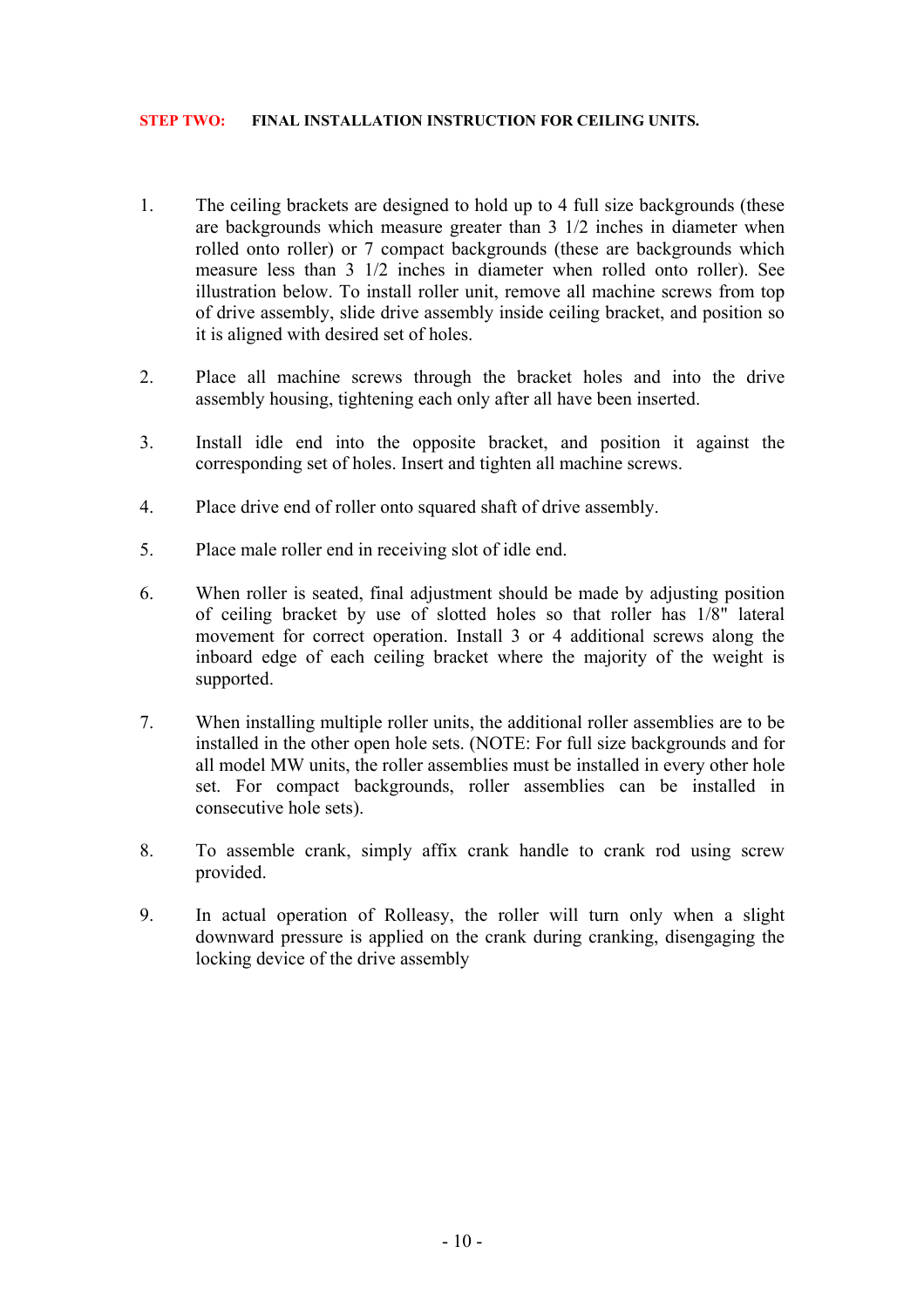**STEP TWO: FINAL INSTALLATION INSTRUCTION FOR CEILING UNITS.**

1. The ceiling brackets are designed to hold up to 4 full size backgrounds (these are backgrounds which measure greater than 3 1/2 inches in diameter when rolled onto roller) or 7 compact backgrounds (these are backgrounds which measure less than 3 1/2 inches in diameter when rolled onto roller). See illustration below. To install roller unit, remove all machine screws from top of drive assembly, slide drive assembly inside ceiling bracket, and position so it is aligned with desired set of holes.

2. Place all machine screws through the bracket holes and into the drive assembly housing, tightening each only after all have been inserted.

3. Install idle end into the opposite bracket, and position it against the corresponding set of holes. Insert and tighten all machine screws.

4. Place drive end of roller onto squared shaft of drive assembly.

5. Place male roller end in receiving slot of idle end.

6. When roller is seated, final adjustment should be made by adjusting position of ceiling bracket by use of slotted holes so that roller has 1/8" lateral movement for correct operation. Install 3 or 4 additional screws along the inboard edge of each ceiling bracket where the majority of the weight is supported.

7. When installing multiple roller units, the additional roller assemblies are to be installed in the other open hole sets. (NOTE: For full size backgrounds and for all model MW units, the roller assemblies must be installed in every other hole set. For compact backgrounds, roller assemblies can be installed in consecutive hole sets).

8. To assemble crank, simply affix crank handle to crank rod using screw provided.

9. In actual operation of Rolleasy, the roller will turn only when a slight downward pressure is applied on the crank during cranking, disengaging the locking device of the drive assembly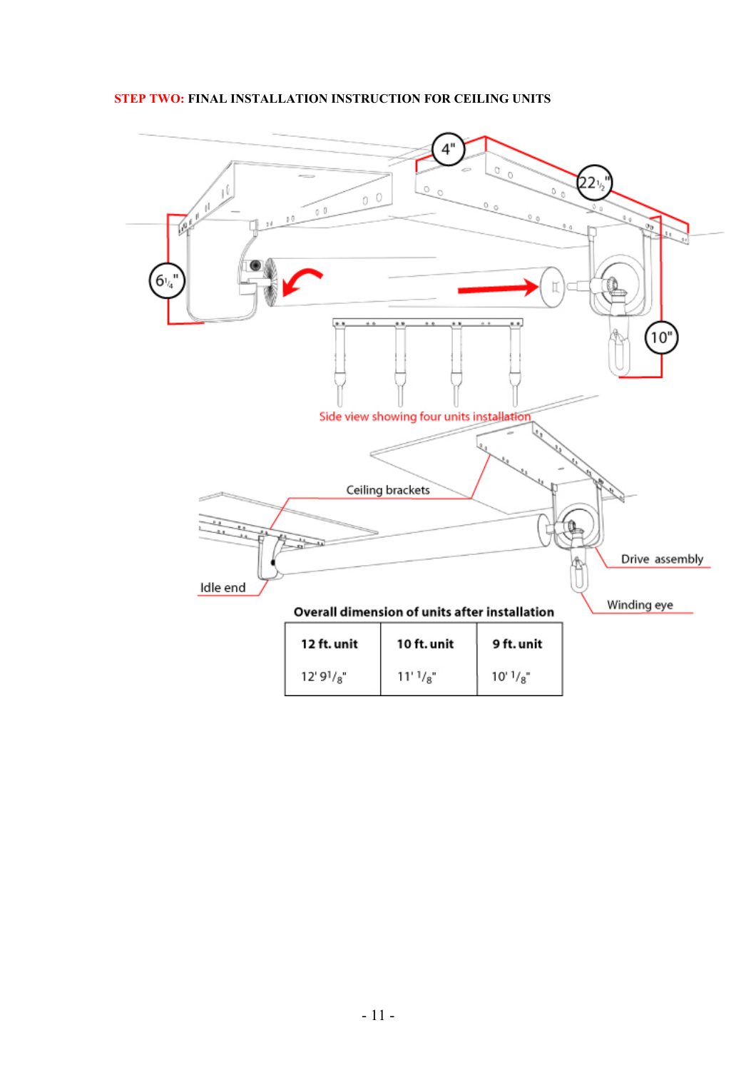**STEP TWO: FINAL INSTALLATION INSTRUCTION FOR CEILING UNITS**

4"

22 1/2"

6 1/4"

10"

Side view showing four units installation

Ceiling brackets

Drive assembly

Idle end

Winding eye

**Overall dimension of units after installation**

| 12 ft. unit | 10 ft. unit | 9 ft. unit |
|---|---|---|
| 12' 9 1/8" | 11' 1/8" | 10' 1/8" |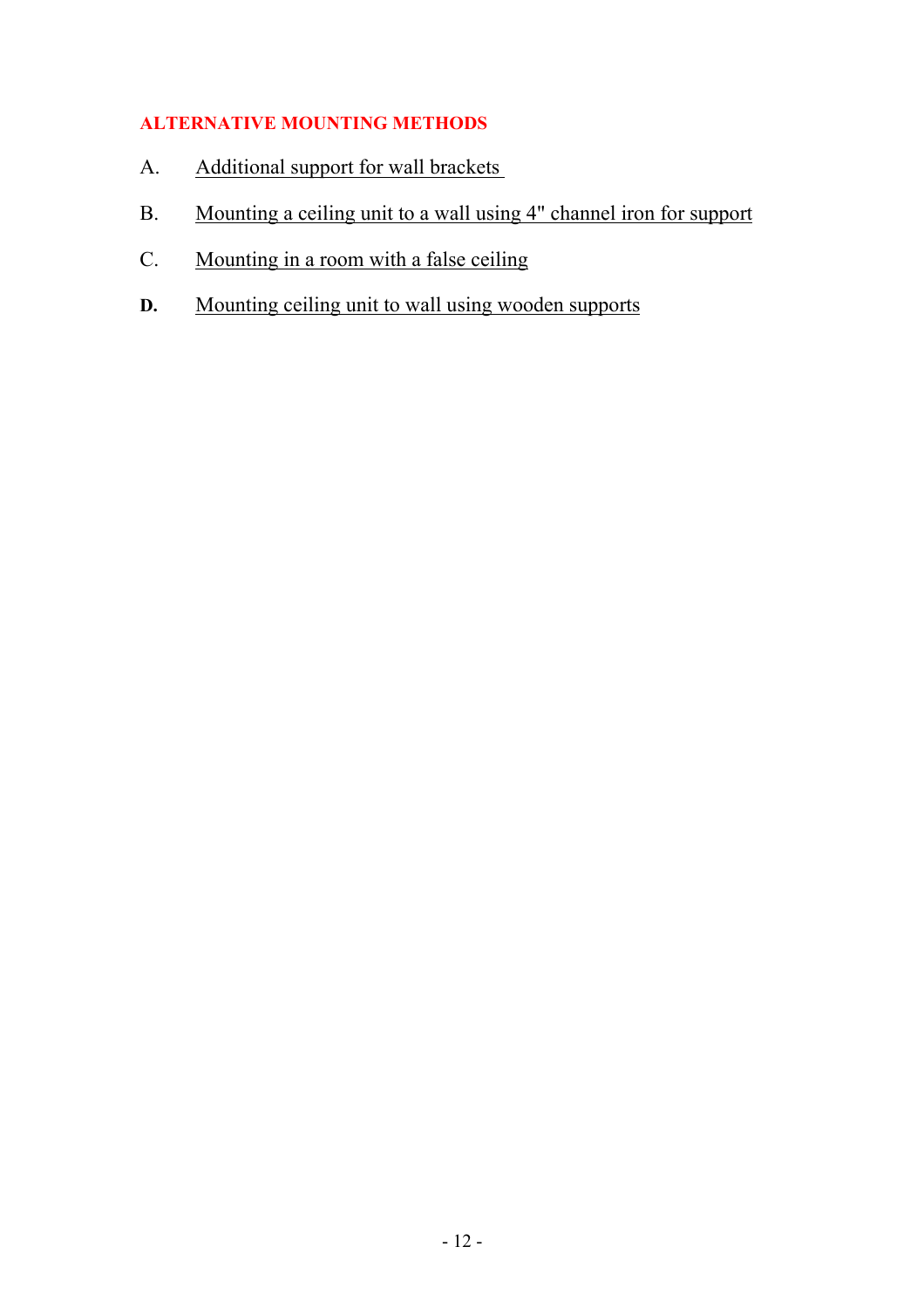## ALTERNATIVE MOUNTING METHODS

A. Additional support for wall brackets

B. Mounting a ceiling unit to a wall using 4" channel iron for support

C. Mounting in a room with a false ceiling

**D.** Mounting ceiling unit to wall using wooden supports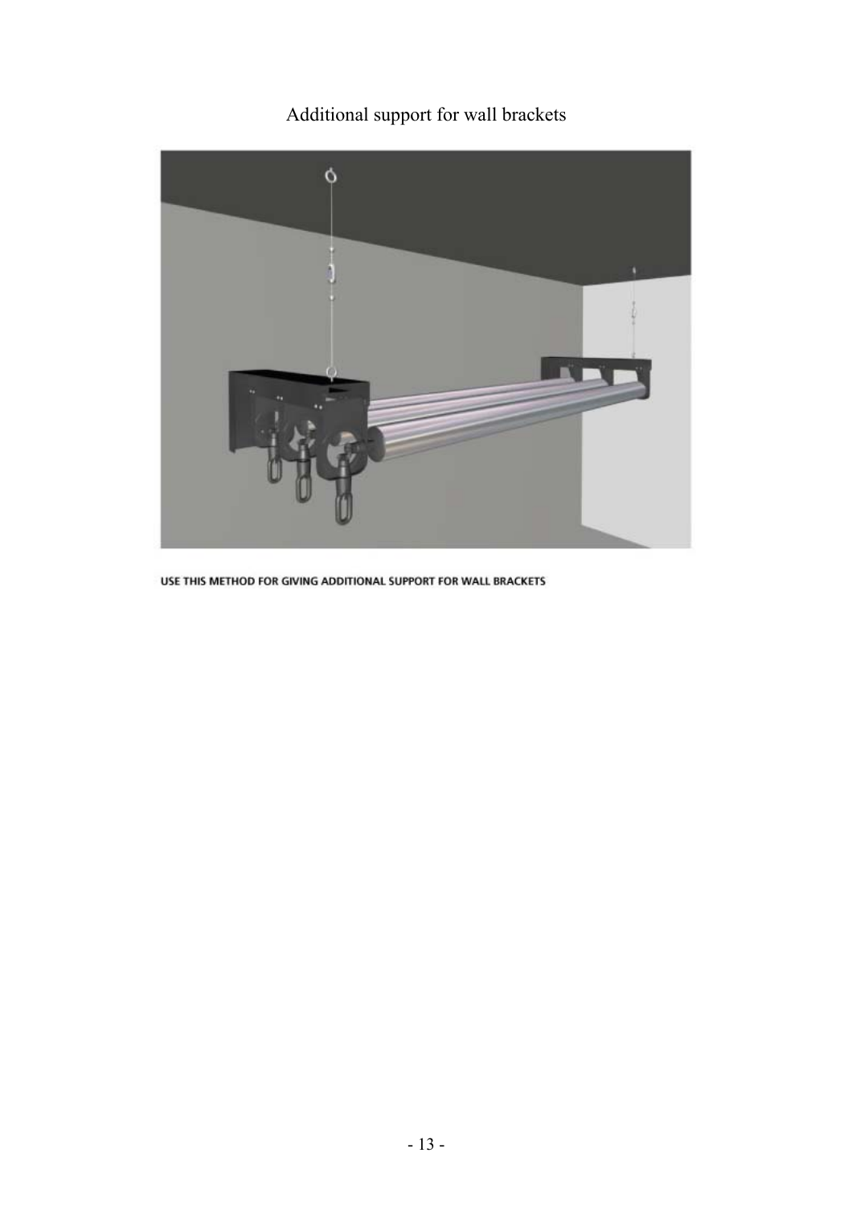# Additional support for wall brackets

USE THIS METHOD FOR GIVING ADDITIONAL SUPPORT FOR WALL BRACKETS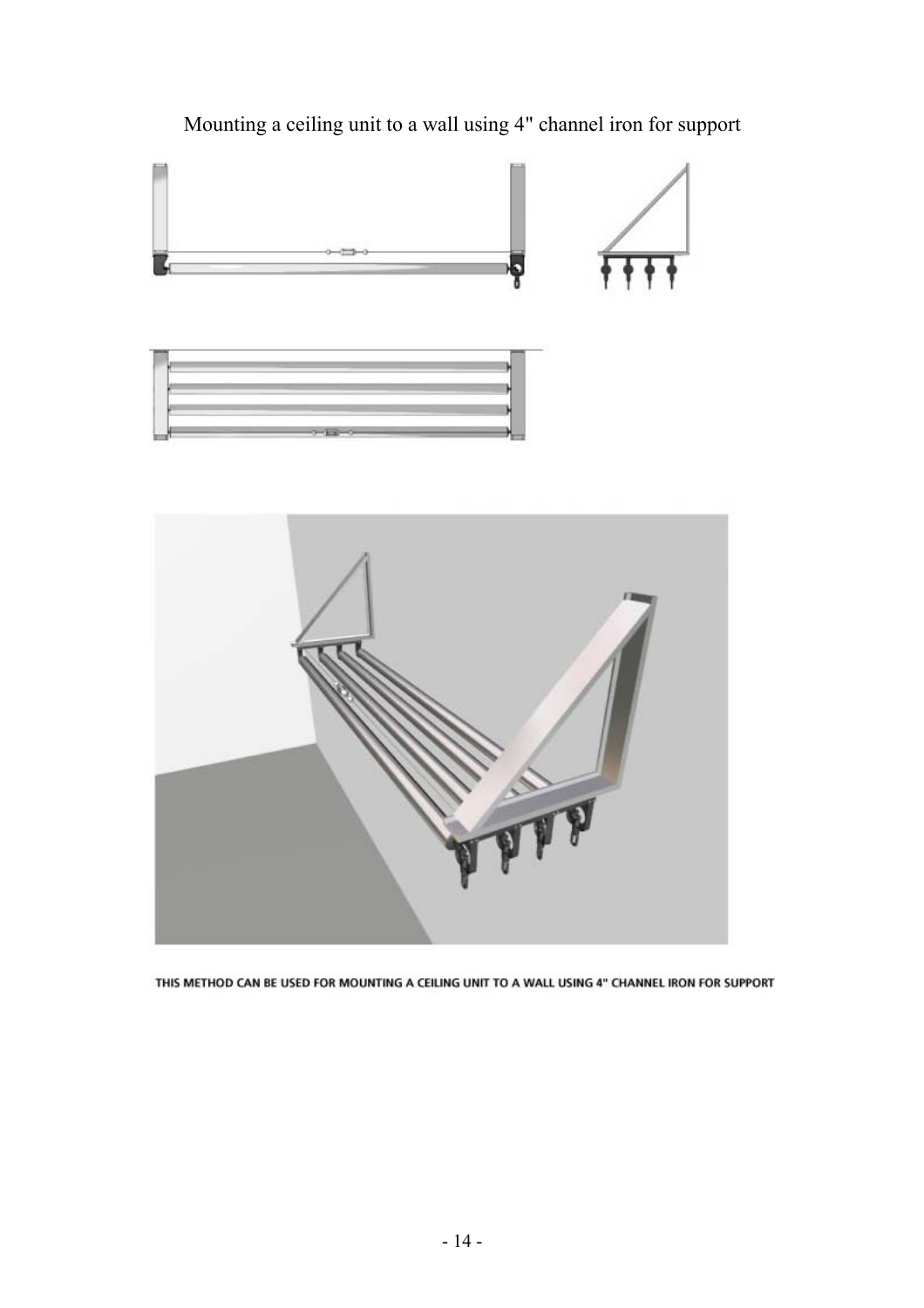Mounting a ceiling unit to a wall using 4" channel iron for support

THIS METHOD CAN BE USED FOR MOUNTING A CEILING UNIT TO A WALL USING 4" CHANNEL IRON FOR SUPPORT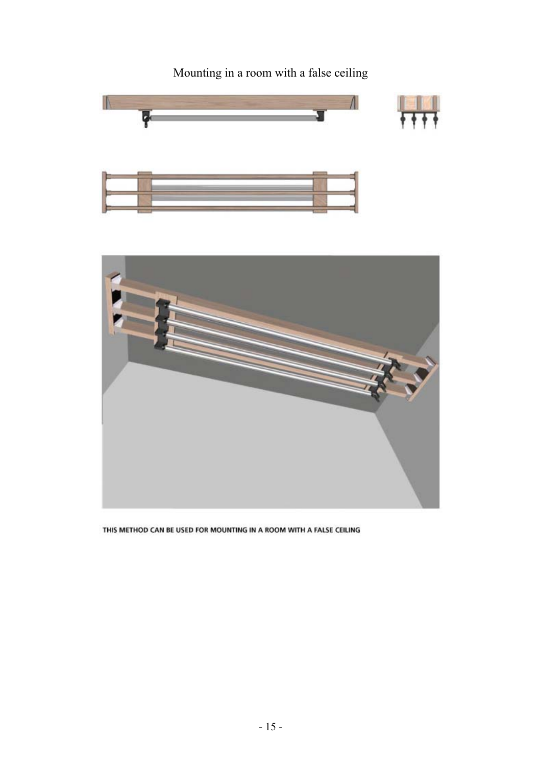# Mounting in a room with a false ceiling

THIS METHOD CAN BE USED FOR MOUNTING IN A ROOM WITH A FALSE CEILING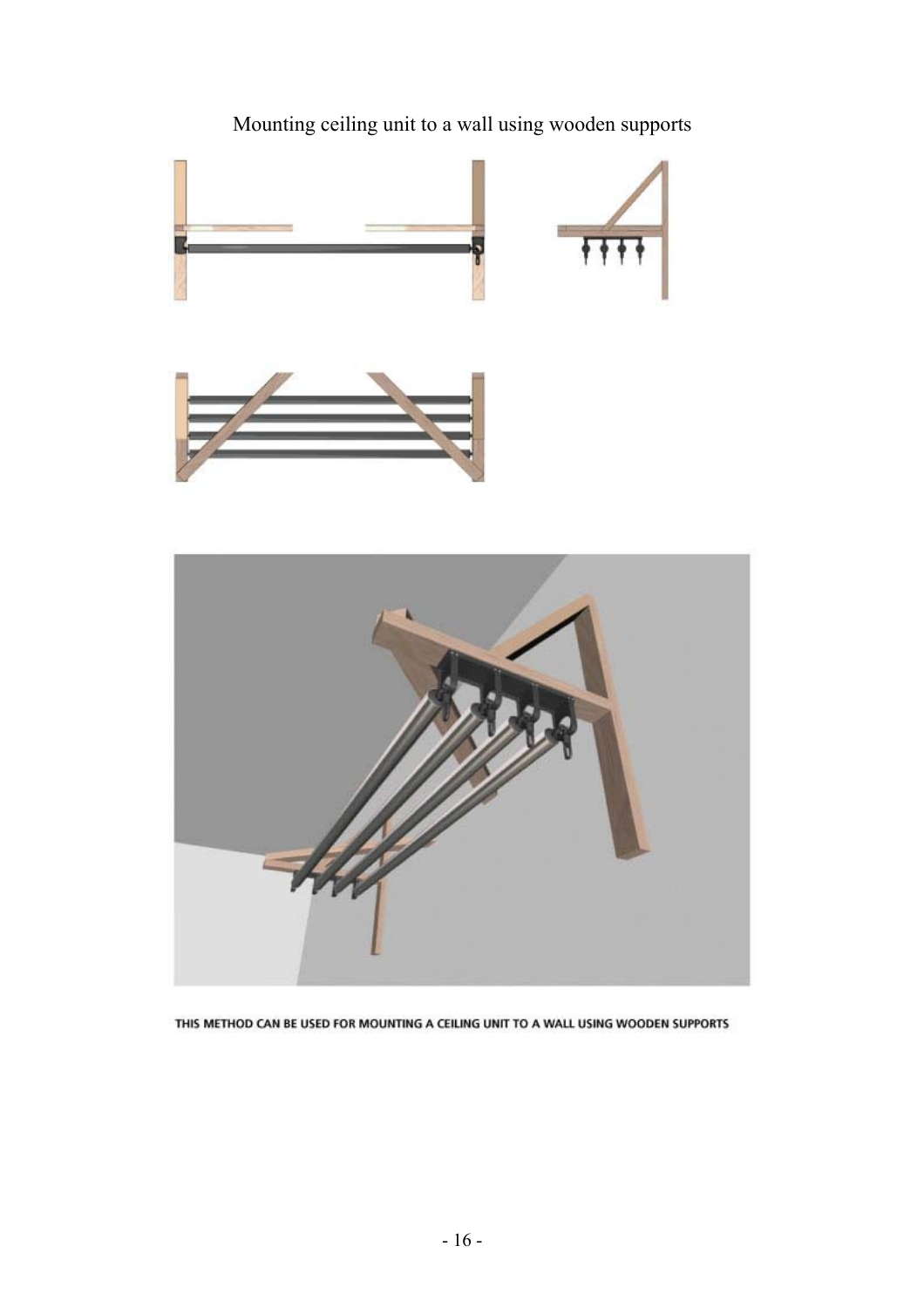# Mounting ceiling unit to a wall using wooden supports

THIS METHOD CAN BE USED FOR MOUNTING A CEILING UNIT TO A WALL USING WOODEN SUPPORTS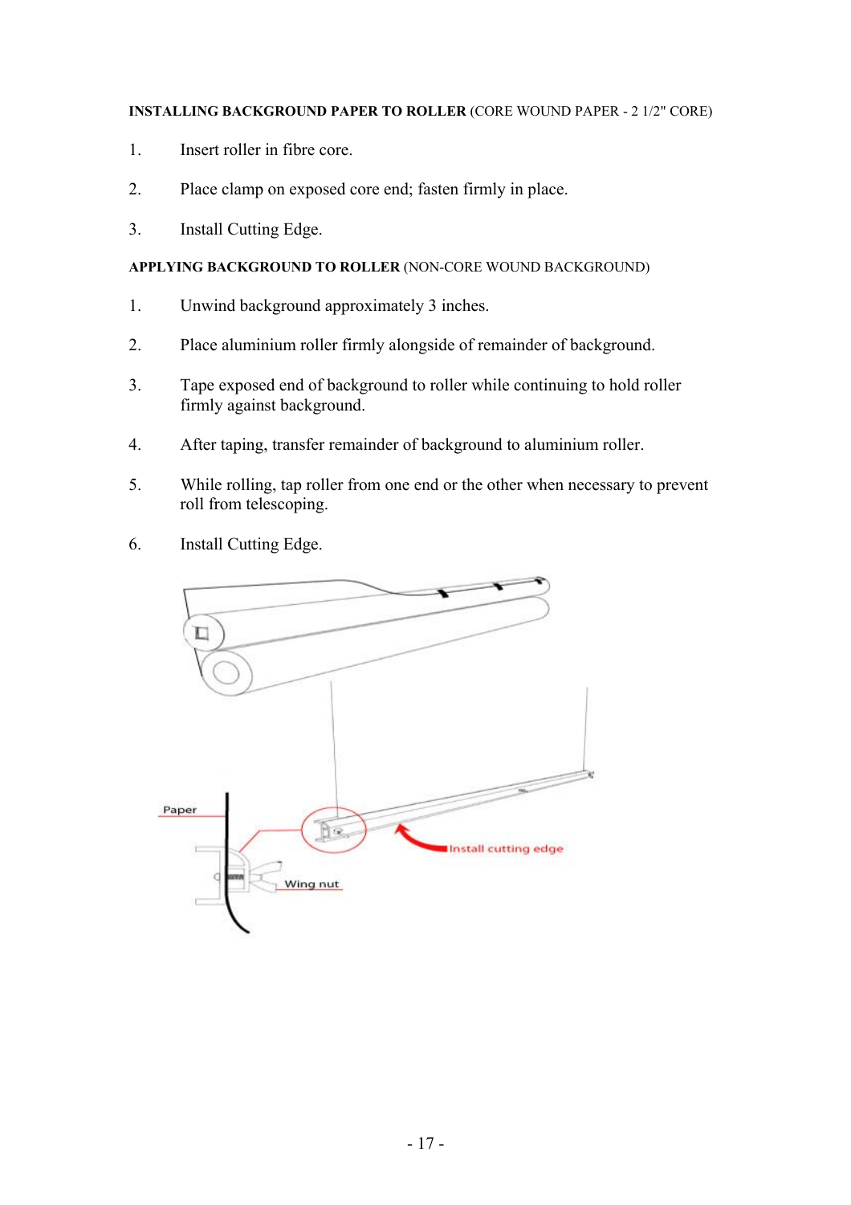**INSTALLING BACKGROUND PAPER TO ROLLER** (CORE WOUND PAPER - 2 1/2" CORE)

1. Insert roller in fibre core.
2. Place clamp on exposed core end; fasten firmly in place.
3. Install Cutting Edge.

**APPLYING BACKGROUND TO ROLLER** (NON-CORE WOUND BACKGROUND)

1. Unwind background approximately 3 inches.
2. Place aluminium roller firmly alongside of remainder of background.
3. Tape exposed end of background to roller while continuing to hold roller firmly against background.
4. After taping, transfer remainder of background to aluminium roller.
5. While rolling, tap roller from one end or the other when necessary to prevent roll from telescoping.
6. Install Cutting Edge.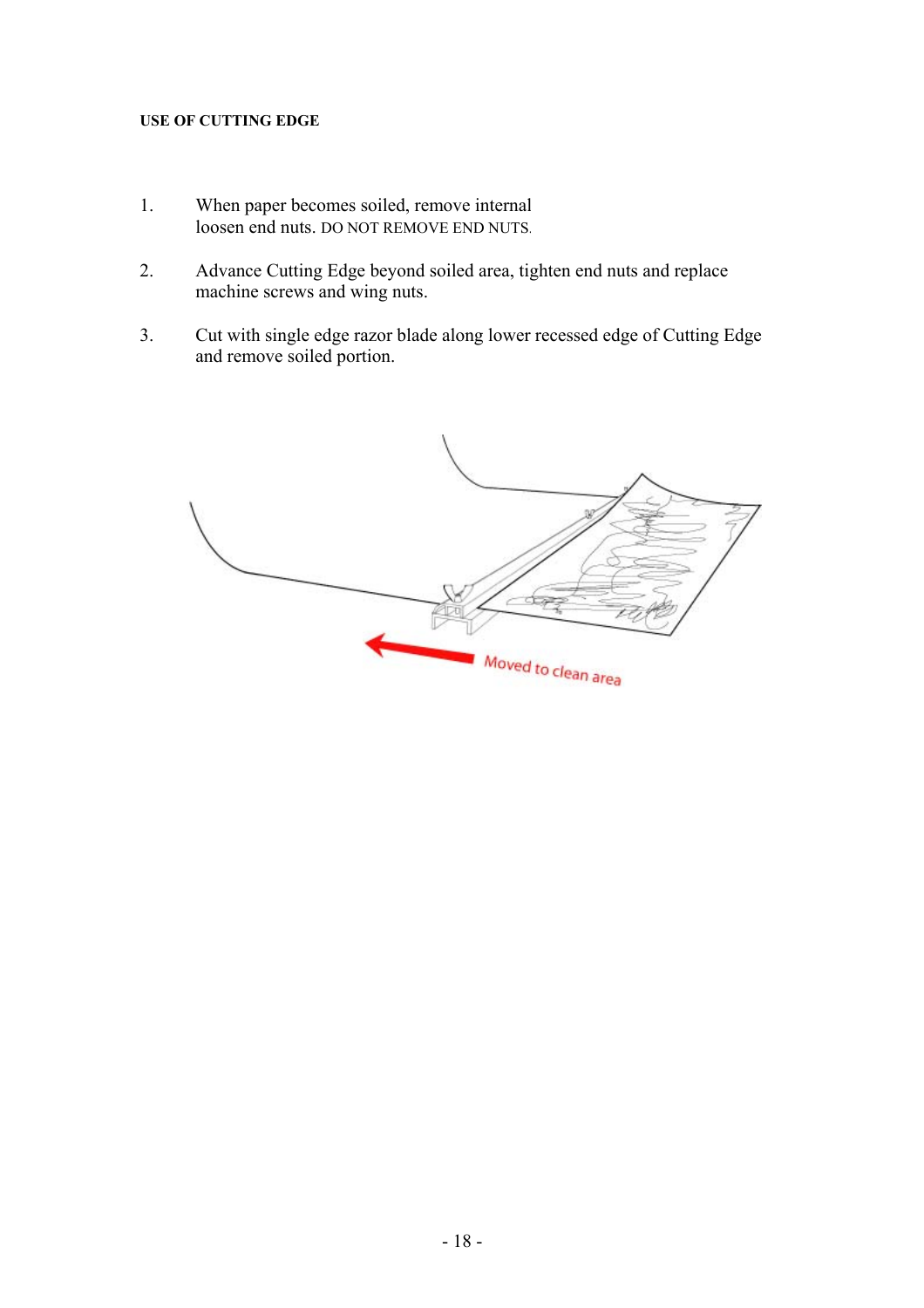**USE OF CUTTING EDGE**

1. When paper becomes soiled, remove internal loosen end nuts. DO NOT REMOVE END NUTS.

2. Advance Cutting Edge beyond soiled area, tighten end nuts and replace machine screws and wing nuts.

3. Cut with single edge razor blade along lower recessed edge of Cutting Edge and remove soiled portion.

Moved to clean area